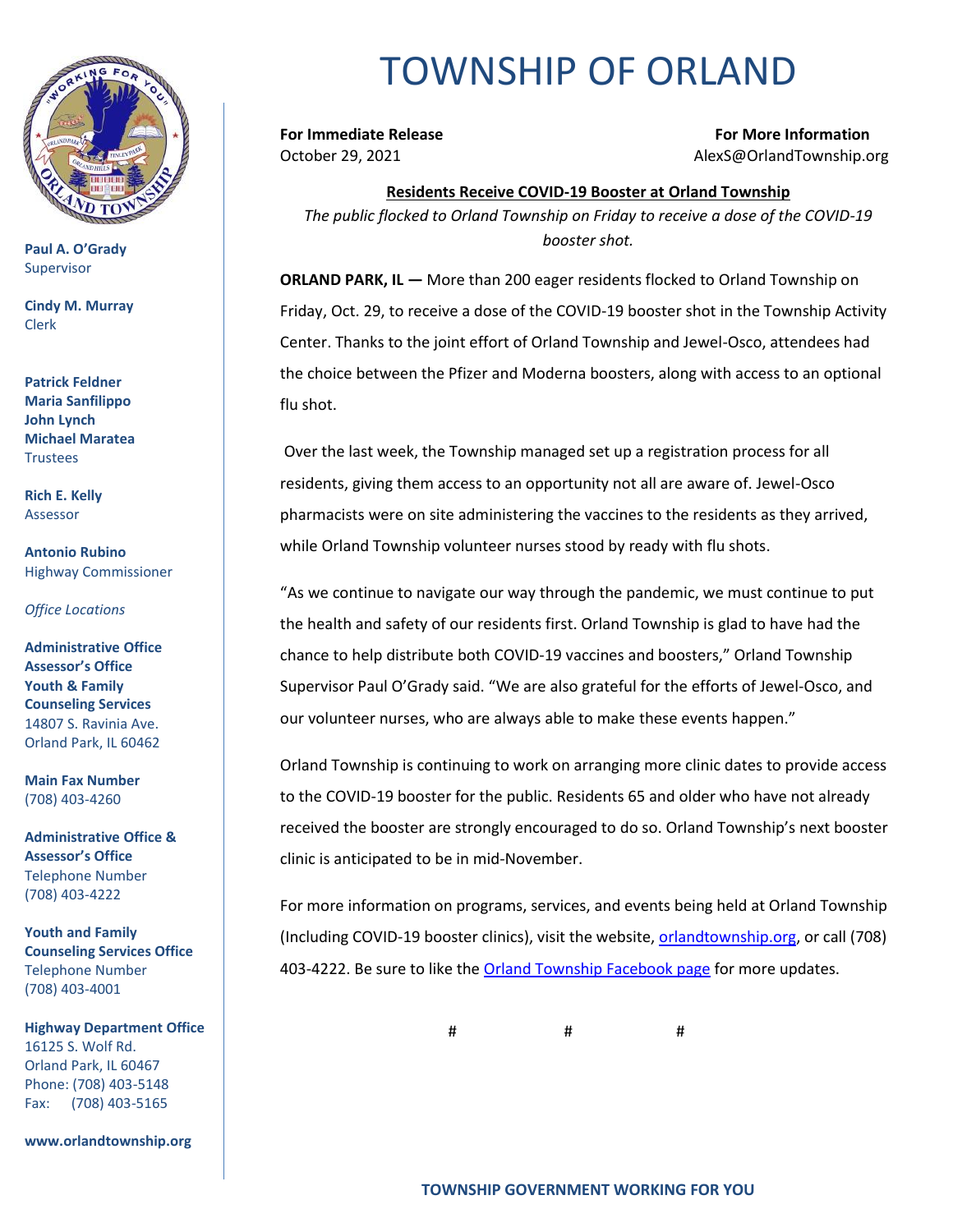# TOWNSHIP OF ORLAND

**Paul A. O'Grady**
Supervisor

**Cindy M. Murray**
Clerk

**Patrick Feldner**
**Maria Sanfilippo**
**John Lynch**
**Michael Maratea**
Trustees

**Rich E. Kelly**
Assessor

**Antonio Rubino**
Highway Commissioner

*Office Locations*

**Administrative Office**
**Assessor's Office**
**Youth & Family Counseling Services**
14807 S. Ravinia Ave.
Orland Park, IL 60462

**Main Fax Number**
(708) 403-4260

**Administrative Office & Assessor's Office**
Telephone Number
(708) 403-4222

**Youth and Family Counseling Services Office**
Telephone Number
(708) 403-4001

**Highway Department Office**
16125 S. Wolf Rd.
Orland Park, IL 60467
Phone: (708) 403-5148
Fax: (708) 403-5165

**www.orlandtownship.org**

---

**For Immediate Release**
October 29, 2021

**For More Information**
AlexS@OrlandTownship.org

**Residents Receive COVID-19 Booster at Orland Township**

*The public flocked to Orland Township on Friday to receive a dose of the COVID-19 booster shot.*

**ORLAND PARK, IL —** More than 200 eager residents flocked to Orland Township on Friday, Oct. 29, to receive a dose of the COVID-19 booster shot in the Township Activity Center. Thanks to the joint effort of Orland Township and Jewel-Osco, attendees had the choice between the Pfizer and Moderna boosters, along with access to an optional flu shot.

Over the last week, the Township managed set up a registration process for all residents, giving them access to an opportunity not all are aware of. Jewel-Osco pharmacists were on site administering the vaccines to the residents as they arrived, while Orland Township volunteer nurses stood by ready with flu shots.

"As we continue to navigate our way through the pandemic, we must continue to put the health and safety of our residents first. Orland Township is glad to have had the chance to help distribute both COVID-19 vaccines and boosters," Orland Township Supervisor Paul O'Grady said. "We are also grateful for the efforts of Jewel-Osco, and our volunteer nurses, who are always able to make these events happen."

Orland Township is continuing to work on arranging more clinic dates to provide access to the COVID-19 booster for the public. Residents 65 and older who have not already received the booster are strongly encouraged to do so. Orland Township's next booster clinic is anticipated to be in mid-November.

For more information on programs, services, and events being held at Orland Township (Including COVID-19 booster clinics), visit the website, orlandtownship.org, or call (708) 403-4222. Be sure to like the Orland Township Facebook page for more updates.

# # #

**TOWNSHIP GOVERNMENT WORKING FOR YOU**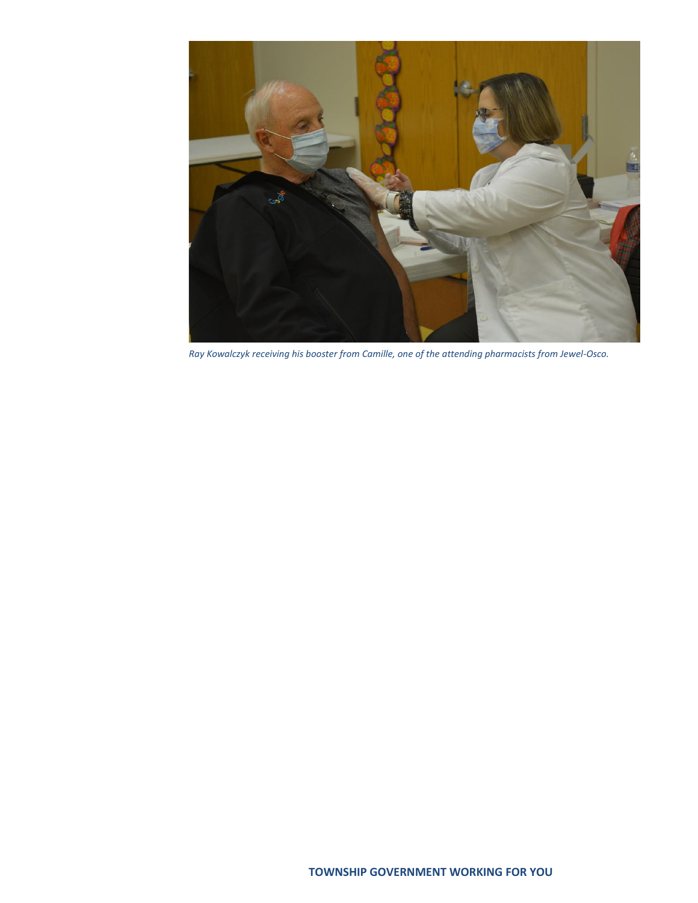*Ray Kowalczyk receiving his booster from Camille, one of the attending pharmacists from Jewel-Osco.*